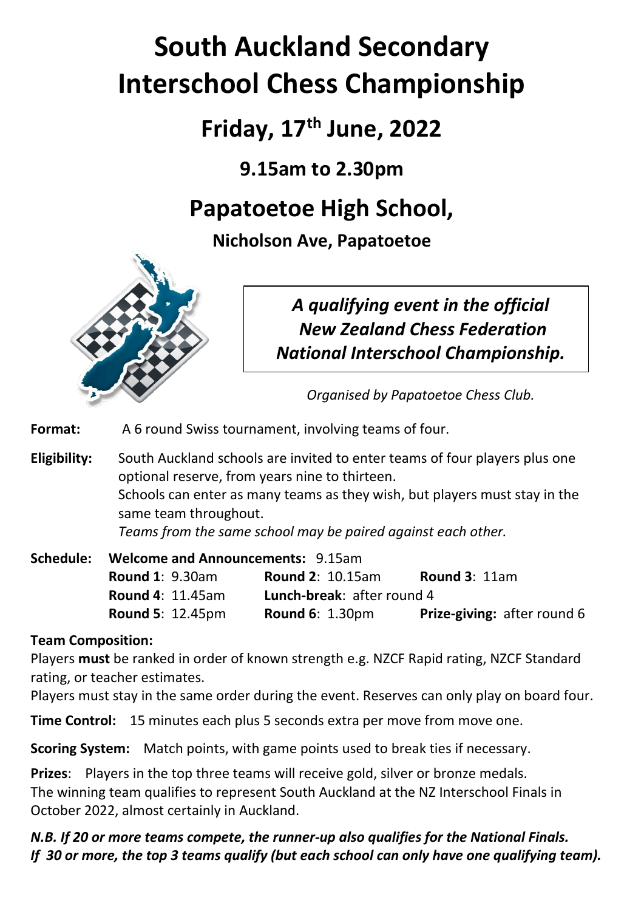# South Auckland Secondary Interschool Chess Championship

## Friday, 17th June, 2022

### 9.15am to 2.30pm

## Papatoetoe High School,

### Nicholson Ave, Papatoetoe

***A qualifying event in the official New Zealand Chess Federation National Interschool Championship.***

*Organised by Papatoetoe Chess Club.*

**Format:** A 6 round Swiss tournament, involving teams of four.

**Eligibility:** South Auckland schools are invited to enter teams of four players plus one optional reserve, from years nine to thirteen.
Schools can enter as many teams as they wish, but players must stay in the same team throughout.
*Teams from the same school may be paired against each other.*

**Schedule:** **Welcome and Announcements:** 9.15am

| | | |
|---|---|---|
| **Round 1**: 9.30am | **Round 2**: 10.15am | **Round 3**: 11am |
| **Round 4**: 11.45am | **Lunch-break**: after round 4 | |
| **Round 5**: 12.45pm | **Round 6**: 1.30pm | **Prize-giving:** after round 6 |

**Team Composition:**
Players **must** be ranked in order of known strength e.g. NZCF Rapid rating, NZCF Standard rating, or teacher estimates.
Players must stay in the same order during the event. Reserves can only play on board four.

**Time Control:** 15 minutes each plus 5 seconds extra per move from move one.

**Scoring System:** Match points, with game points used to break ties if necessary.

**Prizes**: Players in the top three teams will receive gold, silver or bronze medals.
The winning team qualifies to represent South Auckland at the NZ Interschool Finals in October 2022, almost certainly in Auckland.

***N.B. If 20 or more teams compete, the runner-up also qualifies for the National Finals. If 30 or more, the top 3 teams qualify (but each school can only have one qualifying team).***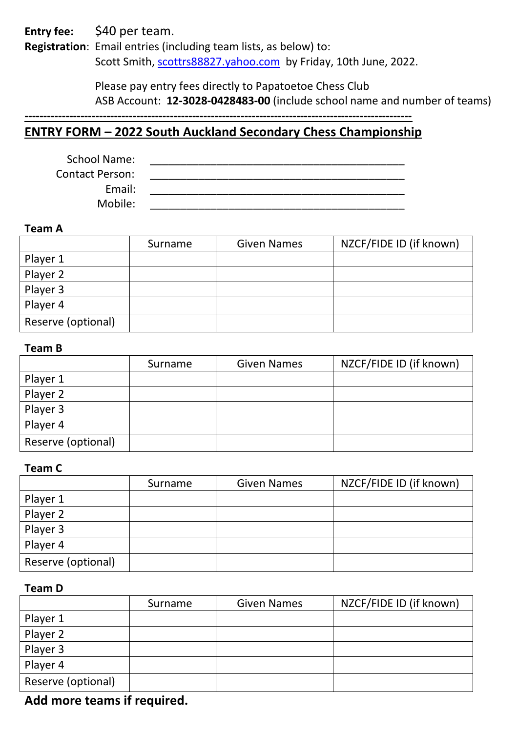**Entry fee:** $40 per team.

**Registration**: Email entries (including team lists, as below) to:
Scott Smith, scottrs88827.yahoo.com by Friday, 10th June, 2022.

Please pay entry fees directly to Papatoetoe Chess Club
ASB Account: **12-3028-0428483-00** (include school name and number of teams)

---

## ENTRY FORM – 2022 South Auckland Secondary Chess Championship

School Name: ____________________________________________

Contact Person: ____________________________________________

Email: ____________________________________________

Mobile: ____________________________________________

**Team A**

| | Surname | Given Names | NZCF/FIDE ID (if known) |
|---|---|---|---|
| Player 1 | | | |
| Player 2 | | | |
| Player 3 | | | |
| Player 4 | | | |
| Reserve (optional) | | | |

**Team B**

| | Surname | Given Names | NZCF/FIDE ID (if known) |
|---|---|---|---|
| Player 1 | | | |
| Player 2 | | | |
| Player 3 | | | |
| Player 4 | | | |
| Reserve (optional) | | | |

**Team C**

| | Surname | Given Names | NZCF/FIDE ID (if known) |
|---|---|---|---|
| Player 1 | | | |
| Player 2 | | | |
| Player 3 | | | |
| Player 4 | | | |
| Reserve (optional) | | | |

**Team D**

| | Surname | Given Names | NZCF/FIDE ID (if known) |
|---|---|---|---|
| Player 1 | | | |
| Player 2 | | | |
| Player 3 | | | |
| Player 4 | | | |
| Reserve (optional) | | | |

**Add more teams if required.**